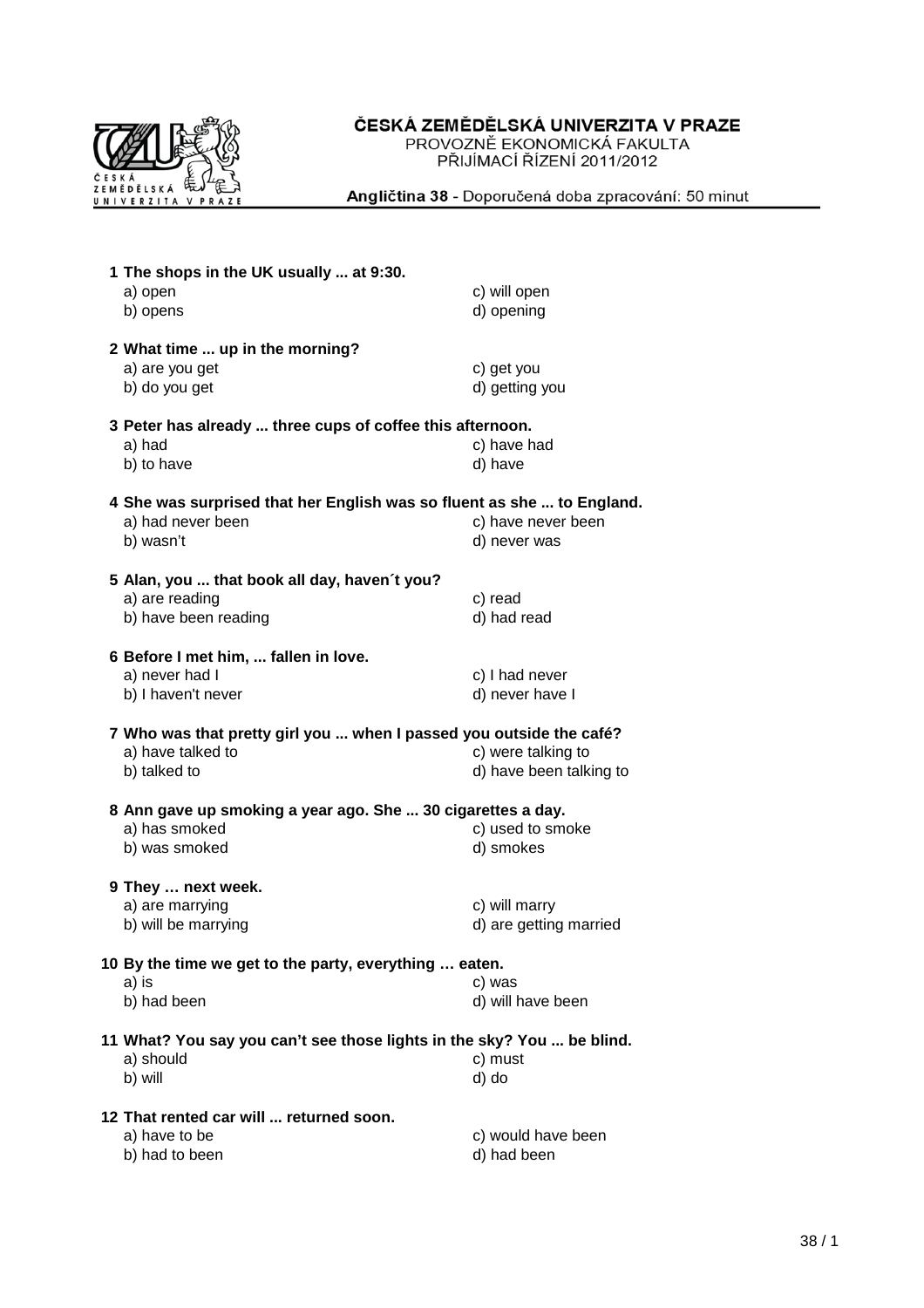# ČESKÁ ZEMĚDĚLSKÁ UNIVERZITA V PRAZE

PROVOZNĚ EKONOMICKÁ FAKULTA
PŘIJÍMACÍ ŘÍZENÍ 2011/2012

**Angličtina 38** - Doporučená doba zpracování: 50 minut

**1 The shops in the UK usually ... at 9:30.**
a) open
b) opens
c) will open
d) opening

**2 What time ... up in the morning?**
a) are you get
b) do you get
c) get you
d) getting you

**3 Peter has already ... three cups of coffee this afternoon.**
a) had
b) to have
c) have had
d) have

**4 She was surprised that her English was so fluent as she ... to England.**
a) had never been
b) wasn't
c) have never been
d) never was

**5 Alan, you ... that book all day, haven´t you?**
a) are reading
b) have been reading
c) read
d) had read

**6 Before I met him, ... fallen in love.**
a) never had I
b) I haven't never
c) I had never
d) never have I

**7 Who was that pretty girl you ... when I passed you outside the café?**
a) have talked to
b) talked to
c) were talking to
d) have been talking to

**8 Ann gave up smoking a year ago. She ... 30 cigarettes a day.**
a) has smoked
b) was smoked
c) used to smoke
d) smokes

**9 They … next week.**
a) are marrying
b) will be marrying
c) will marry
d) are getting married

**10 By the time we get to the party, everything … eaten.**
a) is
b) had been
c) was
d) will have been

**11 What? You say you can't see those lights in the sky? You ... be blind.**
a) should
b) will
c) must
d) do

**12 That rented car will ... returned soon.**
a) have to be
b) had to been
c) would have been
d) had been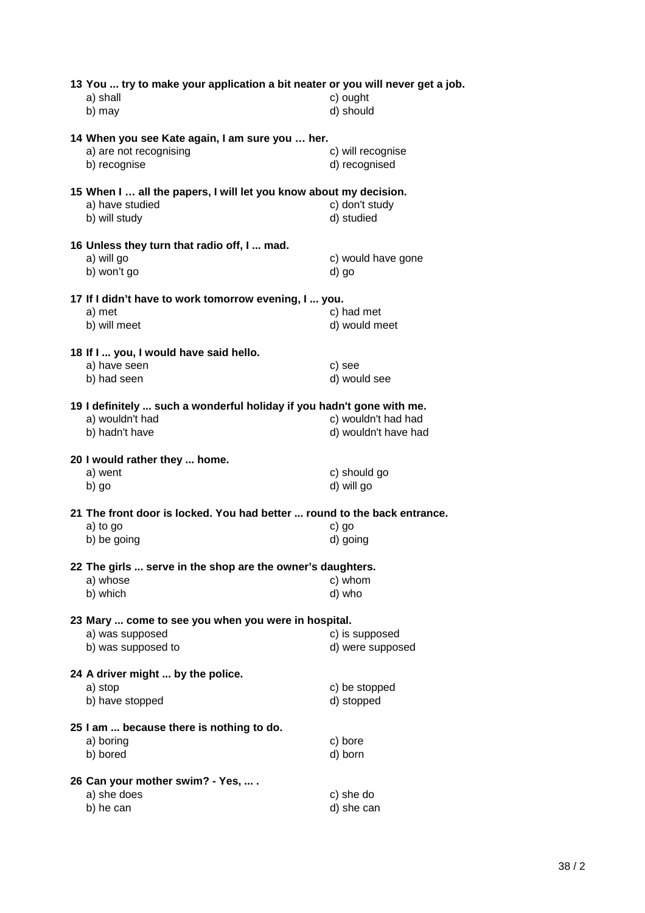**13 You ... try to make your application a bit neater or you will never get a job.**

a) shall
b) may
c) ought
d) should

**14 When you see Kate again, I am sure you … her.**

a) are not recognising
b) recognise
c) will recognise
d) recognised

**15 When I … all the papers, I will let you know about my decision.**

a) have studied
b) will study
c) don't study
d) studied

**16 Unless they turn that radio off, I ... mad.**

a) will go
b) won't go
c) would have gone
d) go

**17 If I didn't have to work tomorrow evening, I ... you.**

a) met
b) will meet
c) had met
d) would meet

**18 If I ... you, I would have said hello.**

a) have seen
b) had seen
c) see
d) would see

**19 I definitely ... such a wonderful holiday if you hadn't gone with me.**

a) wouldn't had
b) hadn't have
c) wouldn't had had
d) wouldn't have had

**20 I would rather they ... home.**

a) went
b) go
c) should go
d) will go

**21 The front door is locked. You had better ... round to the back entrance.**

a) to go
b) be going
c) go
d) going

**22 The girls ... serve in the shop are the owner's daughters.**

a) whose
b) which
c) whom
d) who

**23 Mary ... come to see you when you were in hospital.**

a) was supposed
b) was supposed to
c) is supposed
d) were supposed

**24 A driver might ... by the police.**

a) stop
b) have stopped
c) be stopped
d) stopped

**25 I am ... because there is nothing to do.**

a) boring
b) bored
c) bore
d) born

**26 Can your mother swim? - Yes, ... .**

a) she does
b) he can
c) she do
d) she can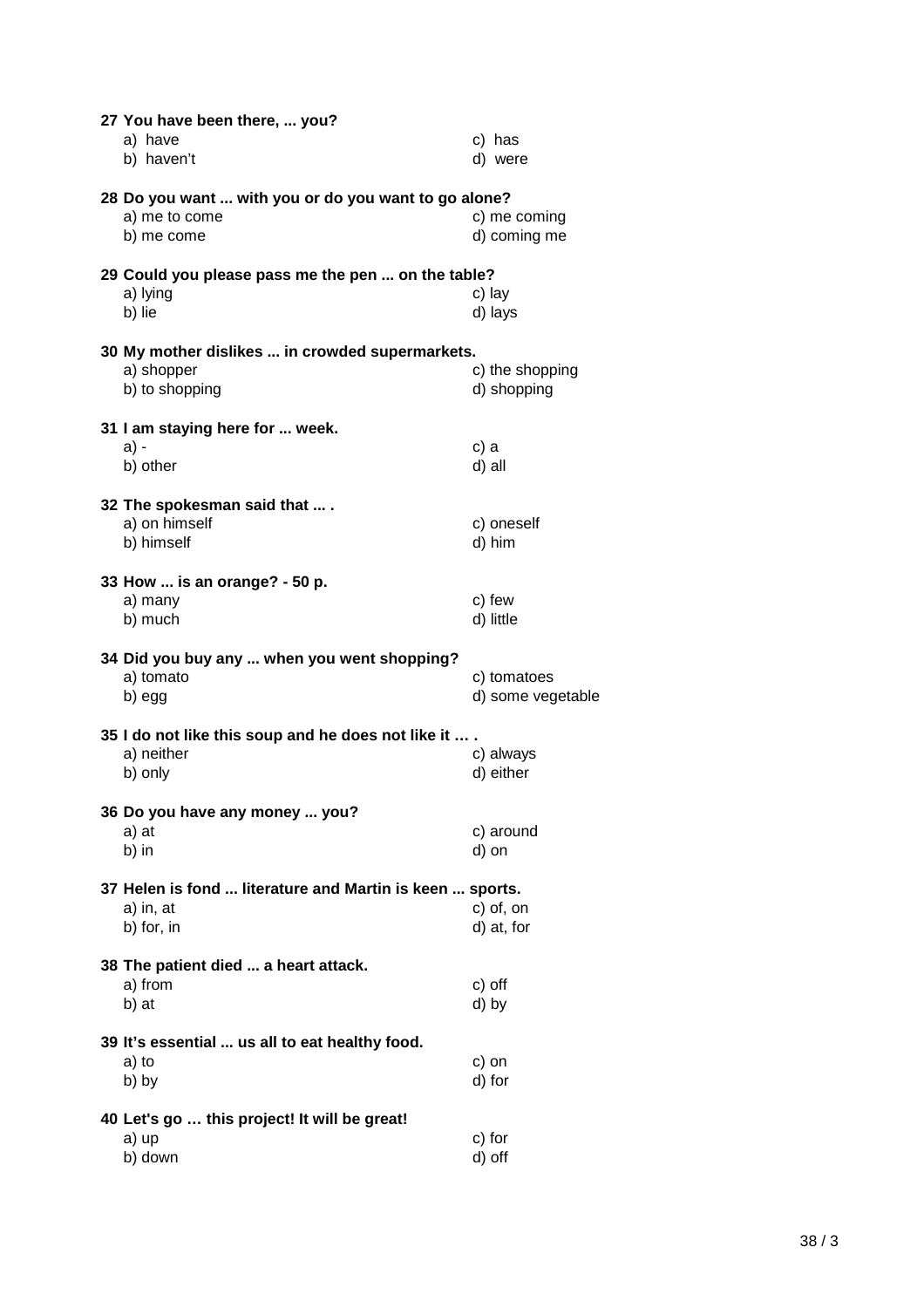**27 You have been there, ... you?**

a) have
b) haven't
c) has
d) were

**28 Do you want ... with you or do you want to go alone?**

a) me to come
b) me come
c) me coming
d) coming me

**29 Could you please pass me the pen ... on the table?**

a) lying
b) lie
c) lay
d) lays

**30 My mother dislikes ... in crowded supermarkets.**

a) shopper
b) to shopping
c) the shopping
d) shopping

**31 I am staying here for ... week.**

a) -
b) other
c) a
d) all

**32 The spokesman said that ... .**

a) on himself
b) himself
c) oneself
d) him

**33 How ... is an orange? - 50 p.**

a) many
b) much
c) few
d) little

**34 Did you buy any ... when you went shopping?**

a) tomato
b) egg
c) tomatoes
d) some vegetable

**35 I do not like this soup and he does not like it … .**

a) neither
b) only
c) always
d) either

**36 Do you have any money ... you?**

a) at
b) in
c) around
d) on

**37 Helen is fond ... literature and Martin is keen ... sports.**

a) in, at
b) for, in
c) of, on
d) at, for

**38 The patient died ... a heart attack.**

a) from
b) at
c) off
d) by

**39 It's essential ... us all to eat healthy food.**

a) to
b) by
c) on
d) for

**40 Let's go … this project! It will be great!**

a) up
b) down
c) for
d) off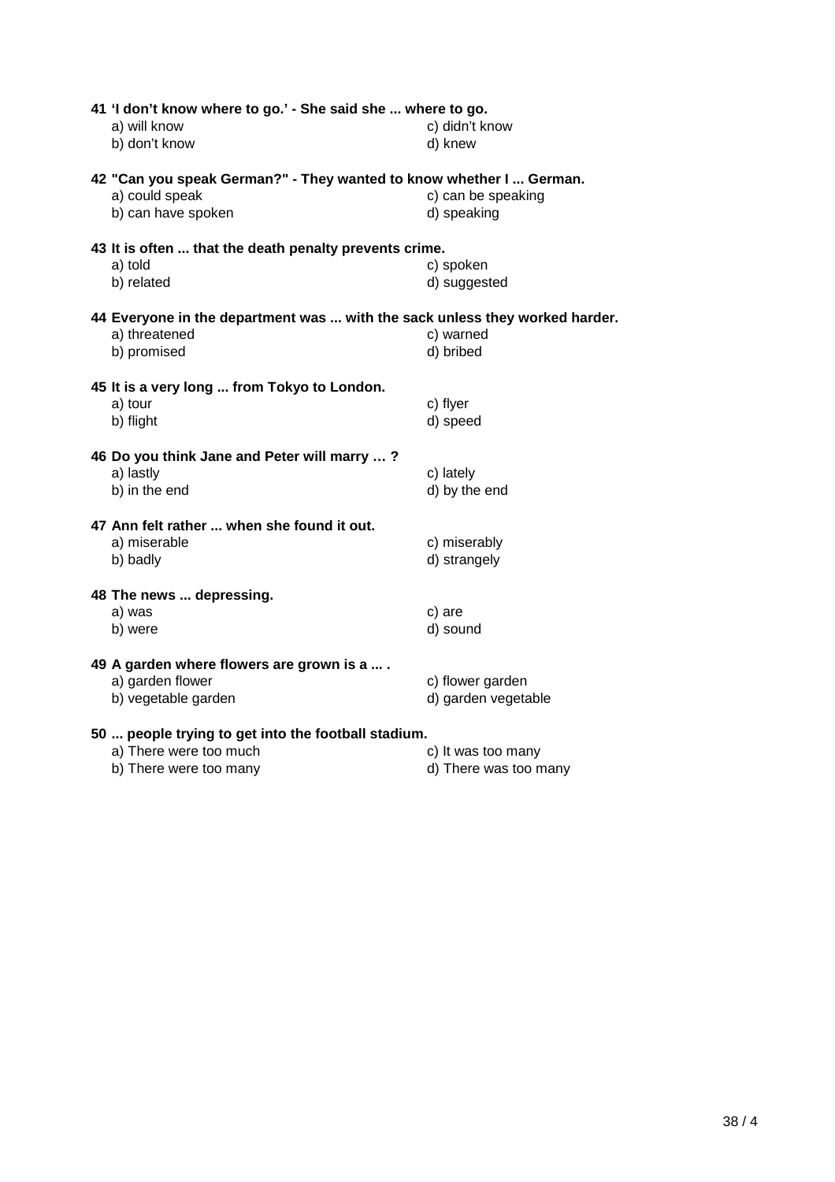**41 'I don't know where to go.' - She said she ... where to go.**

a) will know
b) don't know
c) didn't know
d) knew

**42 "Can you speak German?" - They wanted to know whether I ... German.**

a) could speak
b) can have spoken
c) can be speaking
d) speaking

**43 It is often ... that the death penalty prevents crime.**

a) told
b) related
c) spoken
d) suggested

**44 Everyone in the department was ... with the sack unless they worked harder.**

a) threatened
b) promised
c) warned
d) bribed

**45 It is a very long ... from Tokyo to London.**

a) tour
b) flight
c) flyer
d) speed

**46 Do you think Jane and Peter will marry … ?**

a) lastly
b) in the end
c) lately
d) by the end

**47 Ann felt rather ... when she found it out.**

a) miserable
b) badly
c) miserably
d) strangely

**48 The news ... depressing.**

a) was
b) were
c) are
d) sound

**49 A garden where flowers are grown is a ... .**

a) garden flower
b) vegetable garden
c) flower garden
d) garden vegetable

**50 ... people trying to get into the football stadium.**

a) There were too much
b) There were too many
c) It was too many
d) There was too many